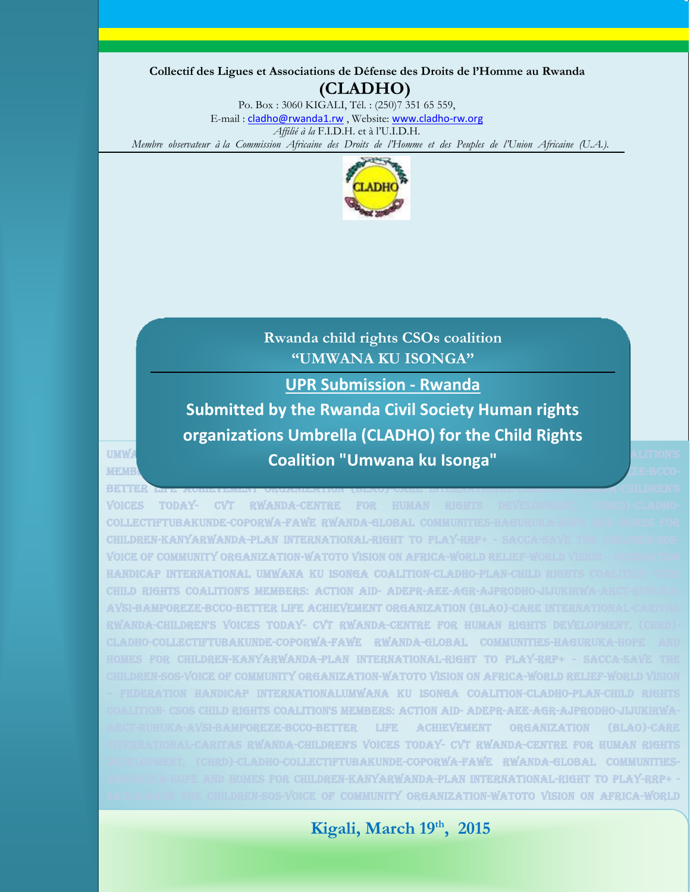**Collectif des Ligues et Associations de Défense des Droits de l'Homme au Rwanda**

# (CLADHO)

Po. Box : 3060 KIGALI, Tél. : (250)7 351 65 559,
E-mail : cladho@rwanda1.rw , Website: www.cladho-rw.org
*Affilié à la* F.I.D.H. et à l'U.I.D.H.
*Membre observateur à la Commission Africaine des Droits de l'Homme et des Peuples de l'Union Africaine (U.A.).*

Rwanda child rights CSOs coalition
"UMWANA KU ISONGA"

## UPR Submission - Rwanda

## Submitted by the Rwanda Civil Society Human rights organizations Umbrella (CLADHO) for the Child Rights Coalition "Umwana ku Isonga"

UMWANA KU ISONGA COALITION-CLADHO-PLAN-CHILD RIGHTS COALITION- CSOS CHILD RIGHTS COALITION'S MEMBERS: ACTION AID- ADEPR-AEE-AGR-AJPRODHO-JIJUKIRWA-ARCT-RUHUKA-AVSI-BAMPOREZE-BCCO-BETTER LIFE ACHIEVEMENT ORGANIZATION (BLAO)-CARE INTERNATIONAL-CARITAS RWANDA-CHILDREN'S VOICES TODAY- CVT RWANDA-CENTRE FOR HUMAN RIGHTS DEVELOPMENT, (CHRD)-CLADHO-COLLECTIFTUBAKUNDE-COPORWA-FAWE RWANDA-GLOBAL COMMUNITIES-HAGURUKA-HOPE AND HOMES FOR CHILDREN-KANYARWANDA-PLAN INTERNATIONAL-RIGHT TO PLAY-RRP+ - SACCA-SAVE THE CHILDREN-SOS-VOICE OF COMMUNITY ORGANIZATION-WATOTO VISION ON AFRICA-WORLD RELIEF-WORLD VISION – FEDERATION HANDICAP INTERNATIONAL

**Kigali, March 19th, 2015**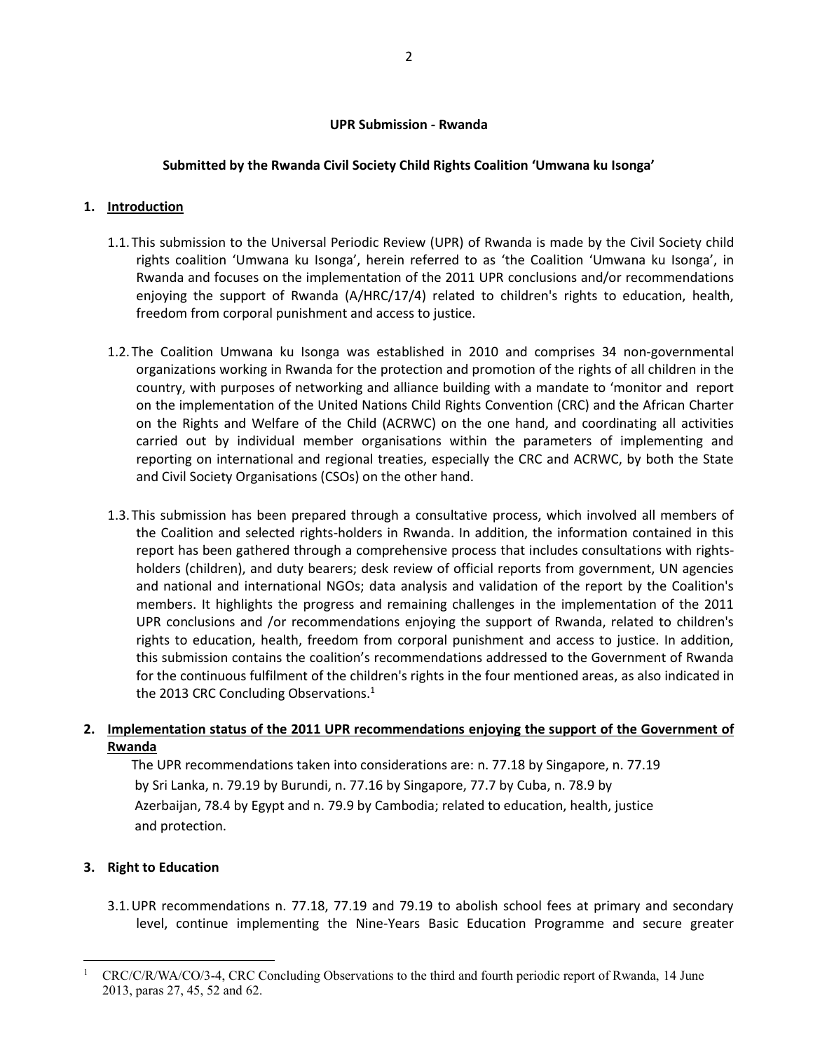**UPR Submission - Rwanda**

**Submitted by the Rwanda Civil Society Child Rights Coalition 'Umwana ku Isonga'**

1. **Introduction**

1.1. This submission to the Universal Periodic Review (UPR) of Rwanda is made by the Civil Society child rights coalition 'Umwana ku Isonga', herein referred to as 'the Coalition 'Umwana ku Isonga', in Rwanda and focuses on the implementation of the 2011 UPR conclusions and/or recommendations enjoying the support of Rwanda (A/HRC/17/4) related to children's rights to education, health, freedom from corporal punishment and access to justice.

1.2. The Coalition Umwana ku Isonga was established in 2010 and comprises 34 non-governmental organizations working in Rwanda for the protection and promotion of the rights of all children in the country, with purposes of networking and alliance building with a mandate to 'monitor and report on the implementation of the United Nations Child Rights Convention (CRC) and the African Charter on the Rights and Welfare of the Child (ACRWC) on the one hand, and coordinating all activities carried out by individual member organisations within the parameters of implementing and reporting on international and regional treaties, especially the CRC and ACRWC, by both the State and Civil Society Organisations (CSOs) on the other hand.

1.3. This submission has been prepared through a consultative process, which involved all members of the Coalition and selected rights-holders in Rwanda. In addition, the information contained in this report has been gathered through a comprehensive process that includes consultations with rights-holders (children), and duty bearers; desk review of official reports from government, UN agencies and national and international NGOs; data analysis and validation of the report by the Coalition's members. It highlights the progress and remaining challenges in the implementation of the 2011 UPR conclusions and /or recommendations enjoying the support of Rwanda, related to children's rights to education, health, freedom from corporal punishment and access to justice. In addition, this submission contains the coalition's recommendations addressed to the Government of Rwanda for the continuous fulfilment of the children's rights in the four mentioned areas, as also indicated in the 2013 CRC Concluding Observations.[1]

2. **Implementation status of the 2011 UPR recommendations enjoying the support of the Government of Rwanda**

The UPR recommendations taken into considerations are: n. 77.18 by Singapore, n. 77.19 by Sri Lanka, n. 79.19 by Burundi, n. 77.16 by Singapore, 77.7 by Cuba, n. 78.9 by Azerbaijan, 78.4 by Egypt and n. 79.9 by Cambodia; related to education, health, justice and protection.

3. **Right to Education**

3.1. UPR recommendations n. 77.18, 77.19 and 79.19 to abolish school fees at primary and secondary level, continue implementing the Nine-Years Basic Education Programme and secure greater

[1] CRC/C/R/WA/CO/3-4, CRC Concluding Observations to the third and fourth periodic report of Rwanda, 14 June 2013, paras 27, 45, 52 and 62.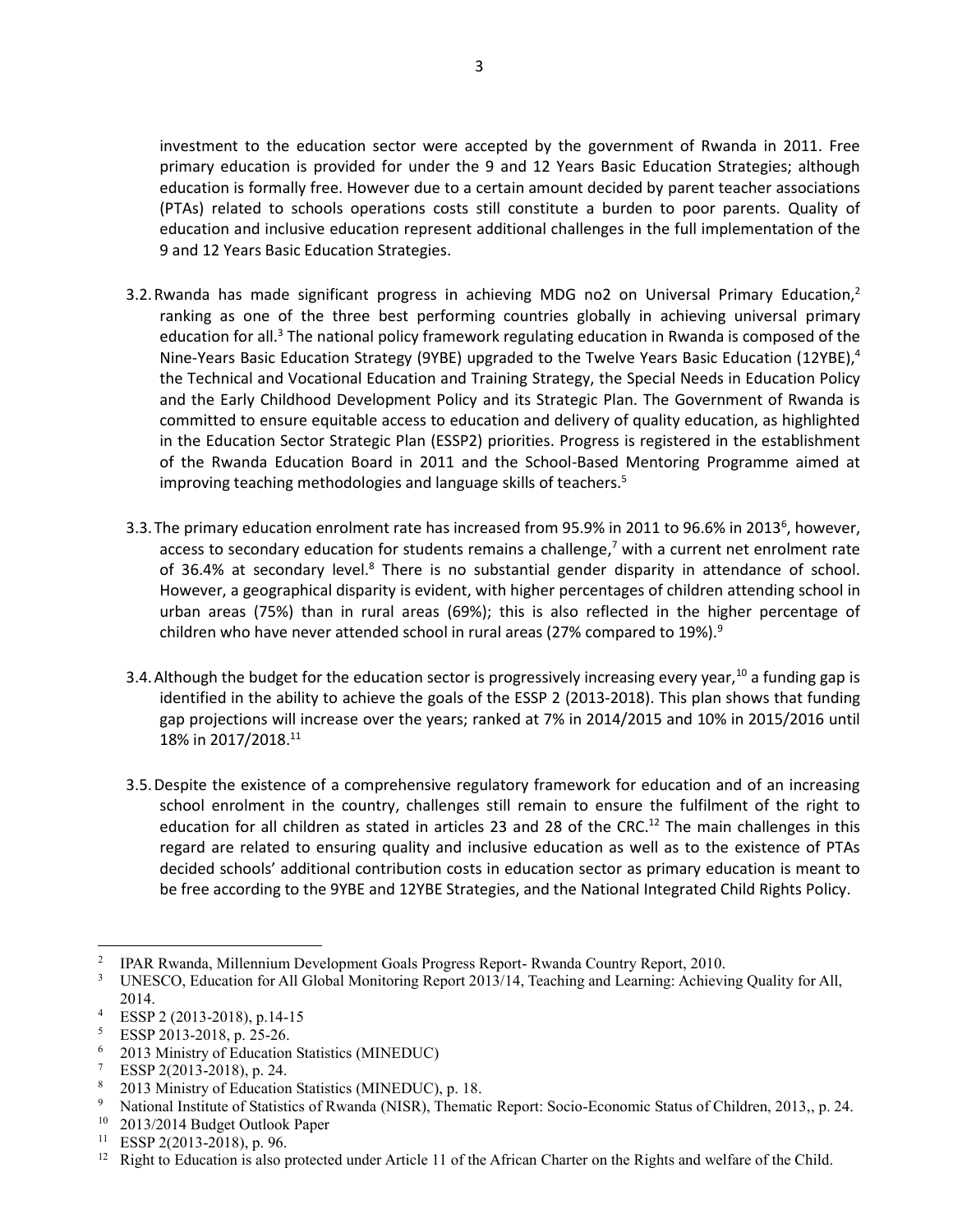investment to the education sector were accepted by the government of Rwanda in 2011. Free primary education is provided for under the 9 and 12 Years Basic Education Strategies; although education is formally free. However due to a certain amount decided by parent teacher associations (PTAs) related to schools operations costs still constitute a burden to poor parents. Quality of education and inclusive education represent additional challenges in the full implementation of the 9 and 12 Years Basic Education Strategies.

3.2. Rwanda has made significant progress in achieving MDG no2 on Universal Primary Education,[2] ranking as one of the three best performing countries globally in achieving universal primary education for all.[3] The national policy framework regulating education in Rwanda is composed of the Nine-Years Basic Education Strategy (9YBE) upgraded to the Twelve Years Basic Education (12YBE),[4] the Technical and Vocational Education and Training Strategy, the Special Needs in Education Policy and the Early Childhood Development Policy and its Strategic Plan. The Government of Rwanda is committed to ensure equitable access to education and delivery of quality education, as highlighted in the Education Sector Strategic Plan (ESSP2) priorities. Progress is registered in the establishment of the Rwanda Education Board in 2011 and the School-Based Mentoring Programme aimed at improving teaching methodologies and language skills of teachers.[5]

3.3. The primary education enrolment rate has increased from 95.9% in 2011 to 96.6% in 2013[6], however, access to secondary education for students remains a challenge,[7] with a current net enrolment rate of 36.4% at secondary level.[8] There is no substantial gender disparity in attendance of school. However, a geographical disparity is evident, with higher percentages of children attending school in urban areas (75%) than in rural areas (69%); this is also reflected in the higher percentage of children who have never attended school in rural areas (27% compared to 19%).[9]

3.4. Although the budget for the education sector is progressively increasing every year,[10] a funding gap is identified in the ability to achieve the goals of the ESSP 2 (2013-2018). This plan shows that funding gap projections will increase over the years; ranked at 7% in 2014/2015 and 10% in 2015/2016 until 18% in 2017/2018.[11]

3.5. Despite the existence of a comprehensive regulatory framework for education and of an increasing school enrolment in the country, challenges still remain to ensure the fulfilment of the right to education for all children as stated in articles 23 and 28 of the CRC.[12] The main challenges in this regard are related to ensuring quality and inclusive education as well as to the existence of PTAs decided schools' additional contribution costs in education sector as primary education is meant to be free according to the 9YBE and 12YBE Strategies, and the National Integrated Child Rights Policy.

---

[2] IPAR Rwanda, Millennium Development Goals Progress Report- Rwanda Country Report, 2010.

[3] UNESCO, Education for All Global Monitoring Report 2013/14, Teaching and Learning: Achieving Quality for All, 2014.

[4] ESSP 2 (2013-2018), p.14-15

[5] ESSP 2013-2018, p. 25-26.

[6] 2013 Ministry of Education Statistics (MINEDUC)

[7] ESSP 2(2013-2018), p. 24.

[8] 2013 Ministry of Education Statistics (MINEDUC), p. 18.

[9] National Institute of Statistics of Rwanda (NISR), Thematic Report: Socio-Economic Status of Children, 2013,, p. 24.

[10] 2013/2014 Budget Outlook Paper

[11] ESSP 2(2013-2018), p. 96.

[12] Right to Education is also protected under Article 11 of the African Charter on the Rights and welfare of the Child.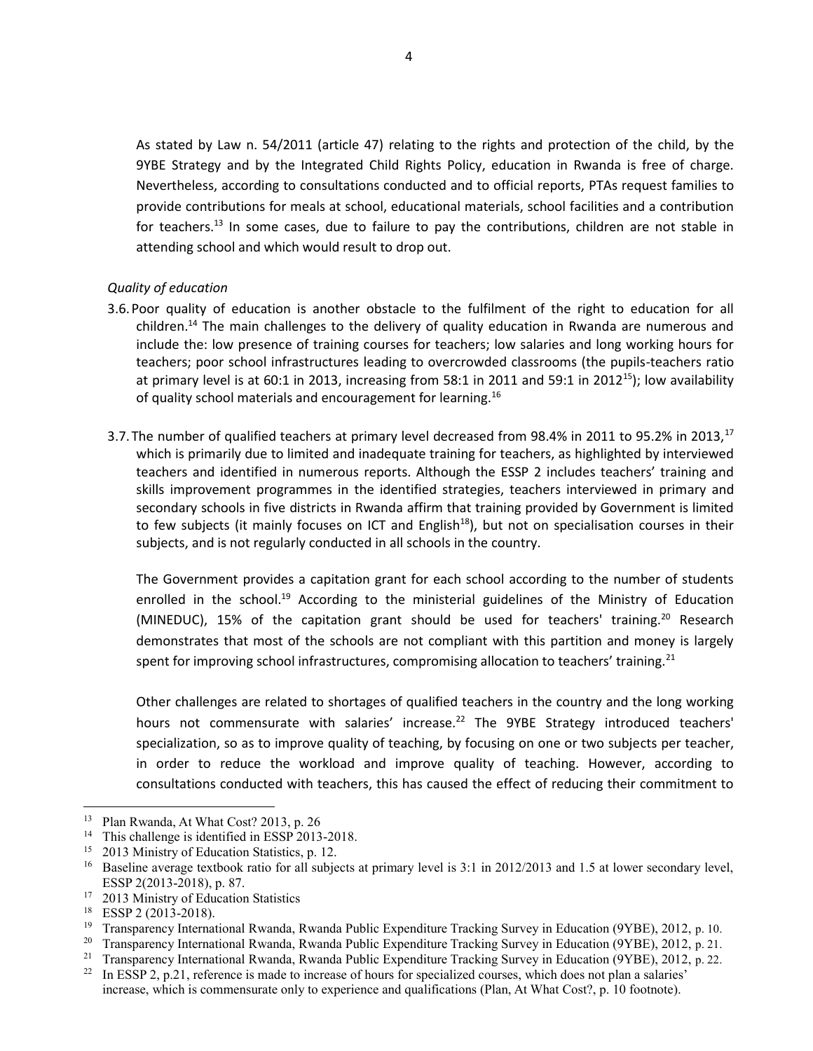As stated by Law n. 54/2011 (article 47) relating to the rights and protection of the child, by the 9YBE Strategy and by the Integrated Child Rights Policy, education in Rwanda is free of charge. Nevertheless, according to consultations conducted and to official reports, PTAs request families to provide contributions for meals at school, educational materials, school facilities and a contribution for teachers.[13] In some cases, due to failure to pay the contributions, children are not stable in attending school and which would result to drop out.

*Quality of education*

3.6. Poor quality of education is another obstacle to the fulfilment of the right to education for all children.[14] The main challenges to the delivery of quality education in Rwanda are numerous and include the: low presence of training courses for teachers; low salaries and long working hours for teachers; poor school infrastructures leading to overcrowded classrooms (the pupils-teachers ratio at primary level is at 60:1 in 2013, increasing from 58:1 in 2011 and 59:1 in 2012[15]); low availability of quality school materials and encouragement for learning.[16]

3.7. The number of qualified teachers at primary level decreased from 98.4% in 2011 to 95.2% in 2013,[17] which is primarily due to limited and inadequate training for teachers, as highlighted by interviewed teachers and identified in numerous reports. Although the ESSP 2 includes teachers' training and skills improvement programmes in the identified strategies, teachers interviewed in primary and secondary schools in five districts in Rwanda affirm that training provided by Government is limited to few subjects (it mainly focuses on ICT and English[18]), but not on specialisation courses in their subjects, and is not regularly conducted in all schools in the country.

The Government provides a capitation grant for each school according to the number of students enrolled in the school.[19] According to the ministerial guidelines of the Ministry of Education (MINEDUC), 15% of the capitation grant should be used for teachers' training.[20] Research demonstrates that most of the schools are not compliant with this partition and money is largely spent for improving school infrastructures, compromising allocation to teachers' training.[21]

Other challenges are related to shortages of qualified teachers in the country and the long working hours not commensurate with salaries' increase.[22] The 9YBE Strategy introduced teachers' specialization, so as to improve quality of teaching, by focusing on one or two subjects per teacher, in order to reduce the workload and improve quality of teaching. However, according to consultations conducted with teachers, this has caused the effect of reducing their commitment to

---

[13] Plan Rwanda, At What Cost? 2013, p. 26

[14] This challenge is identified in ESSP 2013-2018.

[15] 2013 Ministry of Education Statistics, p. 12.

[16] Baseline average textbook ratio for all subjects at primary level is 3:1 in 2012/2013 and 1.5 at lower secondary level, ESSP 2(2013-2018), p. 87.

[17] 2013 Ministry of Education Statistics

[18] ESSP 2 (2013-2018).

[19] Transparency International Rwanda, Rwanda Public Expenditure Tracking Survey in Education (9YBE), 2012, p. 10.

[20] Transparency International Rwanda, Rwanda Public Expenditure Tracking Survey in Education (9YBE), 2012, p. 21.

[21] Transparency International Rwanda, Rwanda Public Expenditure Tracking Survey in Education (9YBE), 2012, p. 22.

[22] In ESSP 2, p.21, reference is made to increase of hours for specialized courses, which does not plan a salaries' increase, which is commensurate only to experience and qualifications (Plan, At What Cost?, p. 10 footnote).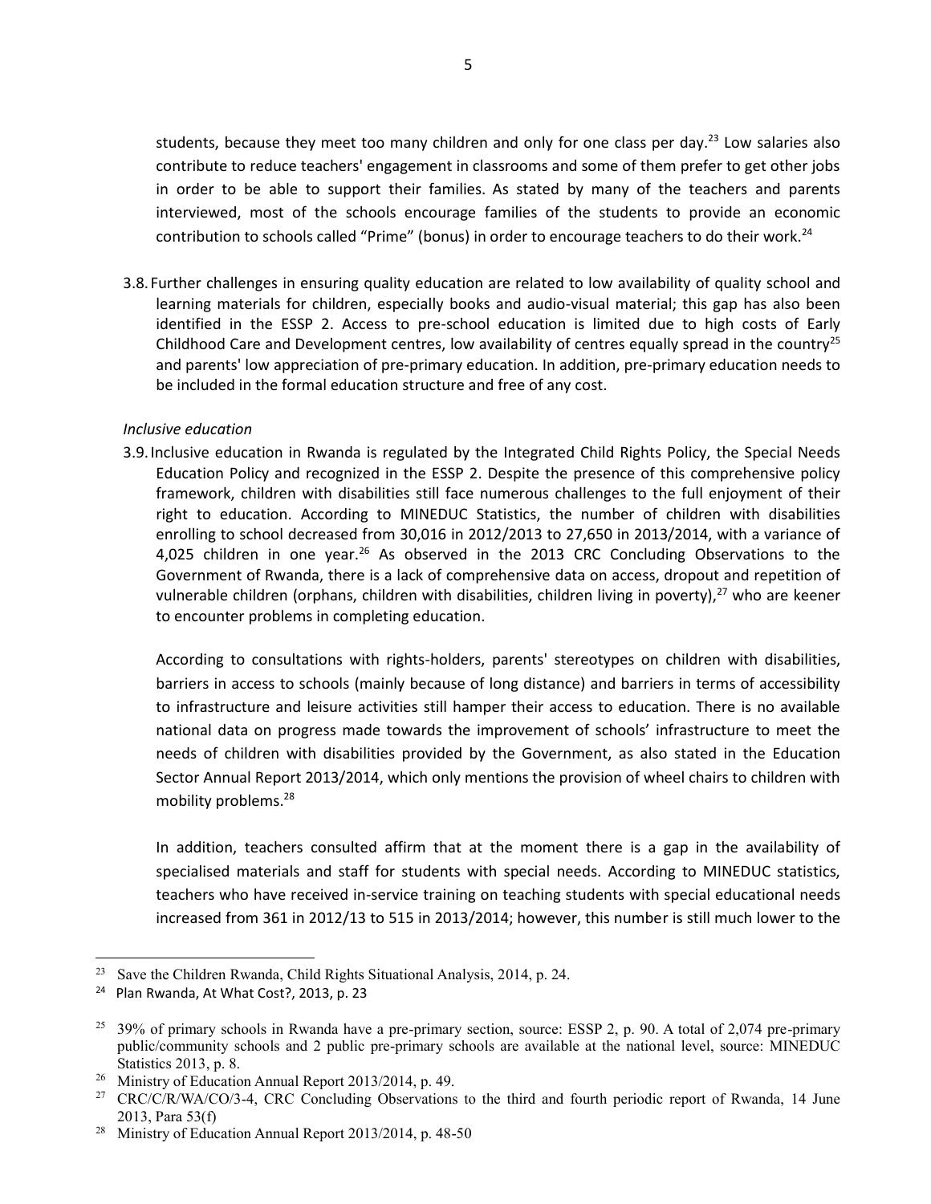students, because they meet too many children and only for one class per day.[23] Low salaries also contribute to reduce teachers' engagement in classrooms and some of them prefer to get other jobs in order to be able to support their families. As stated by many of the teachers and parents interviewed, most of the schools encourage families of the students to provide an economic contribution to schools called "Prime" (bonus) in order to encourage teachers to do their work.[24]

3.8. Further challenges in ensuring quality education are related to low availability of quality school and learning materials for children, especially books and audio-visual material; this gap has also been identified in the ESSP 2. Access to pre-school education is limited due to high costs of Early Childhood Care and Development centres, low availability of centres equally spread in the country[25] and parents' low appreciation of pre-primary education. In addition, pre-primary education needs to be included in the formal education structure and free of any cost.

*Inclusive education*

3.9. Inclusive education in Rwanda is regulated by the Integrated Child Rights Policy, the Special Needs Education Policy and recognized in the ESSP 2. Despite the presence of this comprehensive policy framework, children with disabilities still face numerous challenges to the full enjoyment of their right to education. According to MINEDUC Statistics, the number of children with disabilities enrolling to school decreased from 30,016 in 2012/2013 to 27,650 in 2013/2014, with a variance of 4,025 children in one year.[26] As observed in the 2013 CRC Concluding Observations to the Government of Rwanda, there is a lack of comprehensive data on access, dropout and repetition of vulnerable children (orphans, children with disabilities, children living in poverty),[27] who are keener to encounter problems in completing education.

According to consultations with rights-holders, parents' stereotypes on children with disabilities, barriers in access to schools (mainly because of long distance) and barriers in terms of accessibility to infrastructure and leisure activities still hamper their access to education. There is no available national data on progress made towards the improvement of schools' infrastructure to meet the needs of children with disabilities provided by the Government, as also stated in the Education Sector Annual Report 2013/2014, which only mentions the provision of wheel chairs to children with mobility problems.[28]

In addition, teachers consulted affirm that at the moment there is a gap in the availability of specialised materials and staff for students with special needs. According to MINEDUC statistics, teachers who have received in-service training on teaching students with special educational needs increased from 361 in 2012/13 to 515 in 2013/2014; however, this number is still much lower to the

---

[23] Save the Children Rwanda, Child Rights Situational Analysis, 2014, p. 24.

[24] Plan Rwanda, At What Cost?, 2013, p. 23

[25] 39% of primary schools in Rwanda have a pre-primary section, source: ESSP 2, p. 90. A total of 2,074 pre-primary public/community schools and 2 public pre-primary schools are available at the national level, source: MINEDUC Statistics 2013, p. 8.

[26] Ministry of Education Annual Report 2013/2014, p. 49.

[27] CRC/C/R/WA/CO/3-4, CRC Concluding Observations to the third and fourth periodic report of Rwanda, 14 June 2013, Para 53(f)

[28] Ministry of Education Annual Report 2013/2014, p. 48-50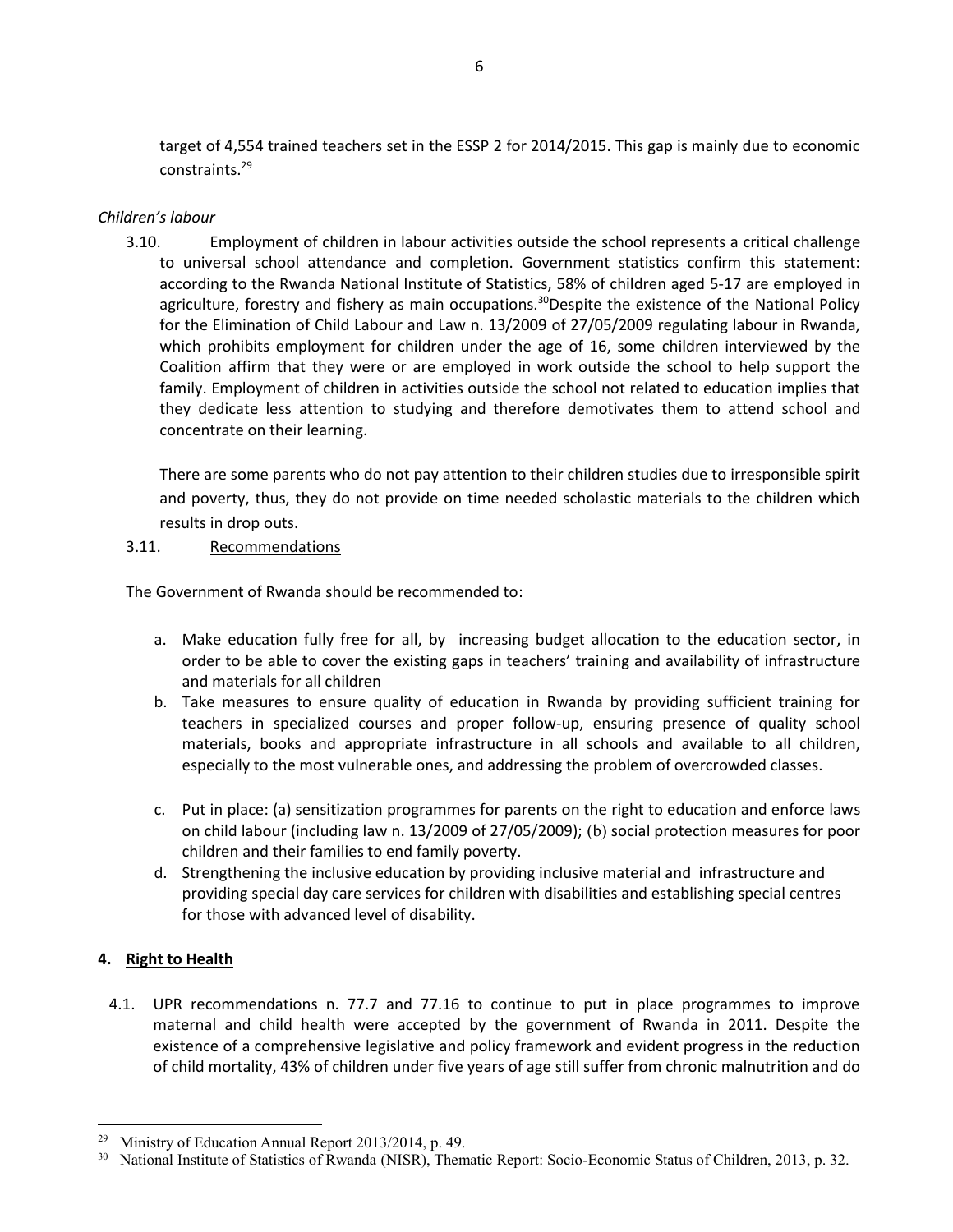target of 4,554 trained teachers set in the ESSP 2 for 2014/2015. This gap is mainly due to economic constraints.[29]

*Children's labour*

3.10. Employment of children in labour activities outside the school represents a critical challenge to universal school attendance and completion. Government statistics confirm this statement: according to the Rwanda National Institute of Statistics, 58% of children aged 5-17 are employed in agriculture, forestry and fishery as main occupations.[30]Despite the existence of the National Policy for the Elimination of Child Labour and Law n. 13/2009 of 27/05/2009 regulating labour in Rwanda, which prohibits employment for children under the age of 16, some children interviewed by the Coalition affirm that they were or are employed in work outside the school to help support the family. Employment of children in activities outside the school not related to education implies that they dedicate less attention to studying and therefore demotivates them to attend school and concentrate on their learning.

There are some parents who do not pay attention to their children studies due to irresponsible spirit and poverty, thus, they do not provide on time needed scholastic materials to the children which results in drop outs.

3.11. <u>Recommendations</u>

The Government of Rwanda should be recommended to:

a. Make education fully free for all, by increasing budget allocation to the education sector, in order to be able to cover the existing gaps in teachers' training and availability of infrastructure and materials for all children
b. Take measures to ensure quality of education in Rwanda by providing sufficient training for teachers in specialized courses and proper follow-up, ensuring presence of quality school materials, books and appropriate infrastructure in all schools and available to all children, especially to the most vulnerable ones, and addressing the problem of overcrowded classes.
c. Put in place: (a) sensitization programmes for parents on the right to education and enforce laws on child labour (including law n. 13/2009 of 27/05/2009); (b) social protection measures for poor children and their families to end family poverty.
d. Strengthening the inclusive education by providing inclusive material and infrastructure and providing special day care services for children with disabilities and establishing special centres for those with advanced level of disability.

## 4. Right to Health

4.1. UPR recommendations n. 77.7 and 77.16 to continue to put in place programmes to improve maternal and child health were accepted by the government of Rwanda in 2011. Despite the existence of a comprehensive legislative and policy framework and evident progress in the reduction of child mortality, 43% of children under five years of age still suffer from chronic malnutrition and do

---

[29] Ministry of Education Annual Report 2013/2014, p. 49.

[30] National Institute of Statistics of Rwanda (NISR), Thematic Report: Socio-Economic Status of Children, 2013, p. 32.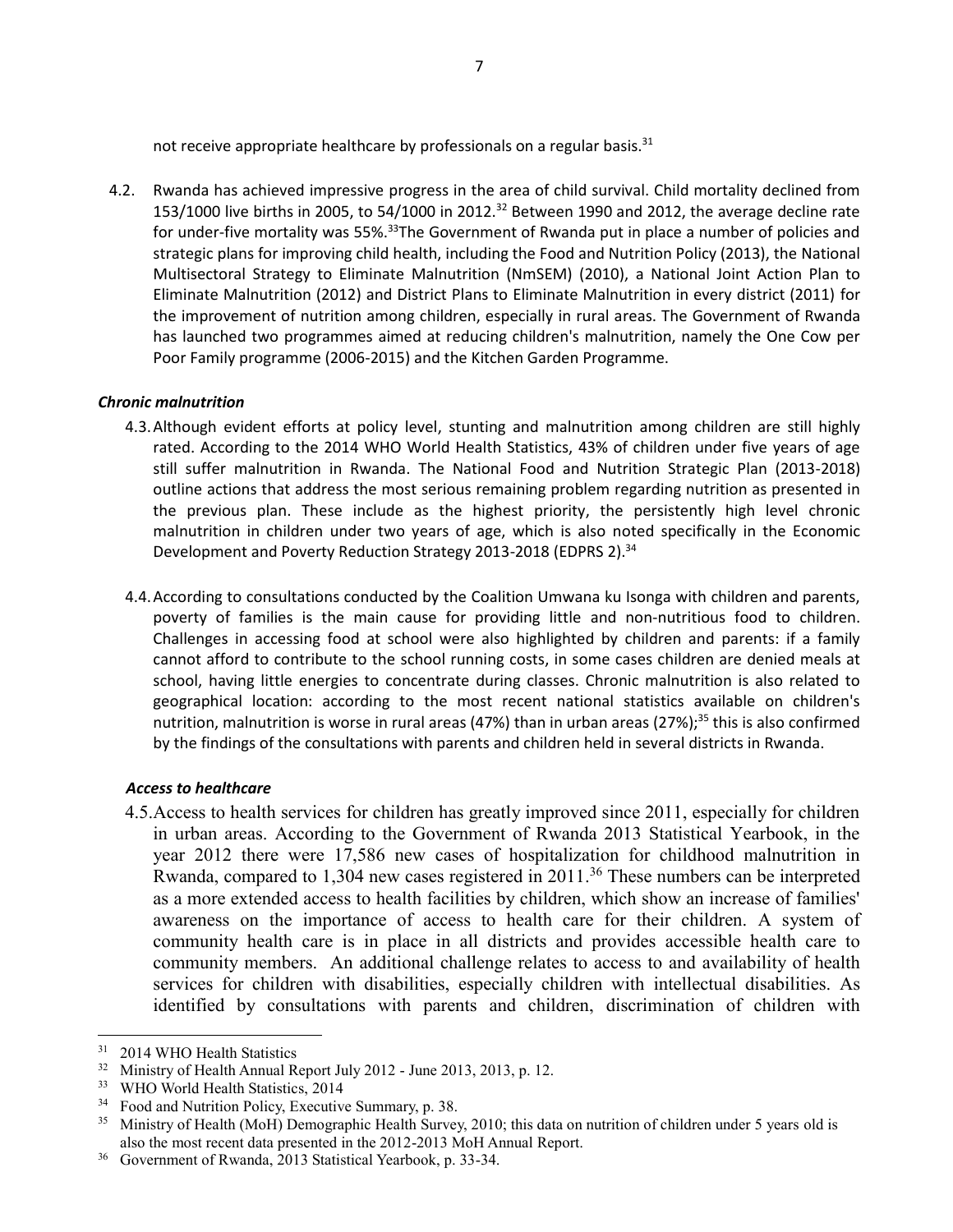not receive appropriate healthcare by professionals on a regular basis.[31]

4.2. Rwanda has achieved impressive progress in the area of child survival. Child mortality declined from 153/1000 live births in 2005, to 54/1000 in 2012.[32] Between 1990 and 2012, the average decline rate for under-five mortality was 55%.[33]The Government of Rwanda put in place a number of policies and strategic plans for improving child health, including the Food and Nutrition Policy (2013), the National Multisectoral Strategy to Eliminate Malnutrition (NmSEM) (2010), a National Joint Action Plan to Eliminate Malnutrition (2012) and District Plans to Eliminate Malnutrition in every district (2011) for the improvement of nutrition among children, especially in rural areas. The Government of Rwanda has launched two programmes aimed at reducing children's malnutrition, namely the One Cow per Poor Family programme (2006-2015) and the Kitchen Garden Programme.

***Chronic malnutrition***

4.3. Although evident efforts at policy level, stunting and malnutrition among children are still highly rated. According to the 2014 WHO World Health Statistics, 43% of children under five years of age still suffer malnutrition in Rwanda. The National Food and Nutrition Strategic Plan (2013-2018) outline actions that address the most serious remaining problem regarding nutrition as presented in the previous plan. These include as the highest priority, the persistently high level chronic malnutrition in children under two years of age, which is also noted specifically in the Economic Development and Poverty Reduction Strategy 2013-2018 (EDPRS 2).[34]

4.4. According to consultations conducted by the Coalition Umwana ku Isonga with children and parents, poverty of families is the main cause for providing little and non-nutritious food to children. Challenges in accessing food at school were also highlighted by children and parents: if a family cannot afford to contribute to the school running costs, in some cases children are denied meals at school, having little energies to concentrate during classes. Chronic malnutrition is also related to geographical location: according to the most recent national statistics available on children's nutrition, malnutrition is worse in rural areas (47%) than in urban areas (27%);[35] this is also confirmed by the findings of the consultations with parents and children held in several districts in Rwanda.

***Access to healthcare***

4.5. Access to health services for children has greatly improved since 2011, especially for children in urban areas. According to the Government of Rwanda 2013 Statistical Yearbook, in the year 2012 there were 17,586 new cases of hospitalization for childhood malnutrition in Rwanda, compared to 1,304 new cases registered in 2011.[36] These numbers can be interpreted as a more extended access to health facilities by children, which show an increase of families' awareness on the importance of access to health care for their children. A system of community health care is in place in all districts and provides accessible health care to community members. An additional challenge relates to access to and availability of health services for children with disabilities, especially children with intellectual disabilities. As identified by consultations with parents and children, discrimination of children with

---

[31] 2014 WHO Health Statistics

[32] Ministry of Health Annual Report July 2012 - June 2013, 2013, p. 12.

[33] WHO World Health Statistics, 2014

[34] Food and Nutrition Policy, Executive Summary, p. 38.

[35] Ministry of Health (MoH) Demographic Health Survey, 2010; this data on nutrition of children under 5 years old is also the most recent data presented in the 2012-2013 MoH Annual Report.

[36] Government of Rwanda, 2013 Statistical Yearbook, p. 33-34.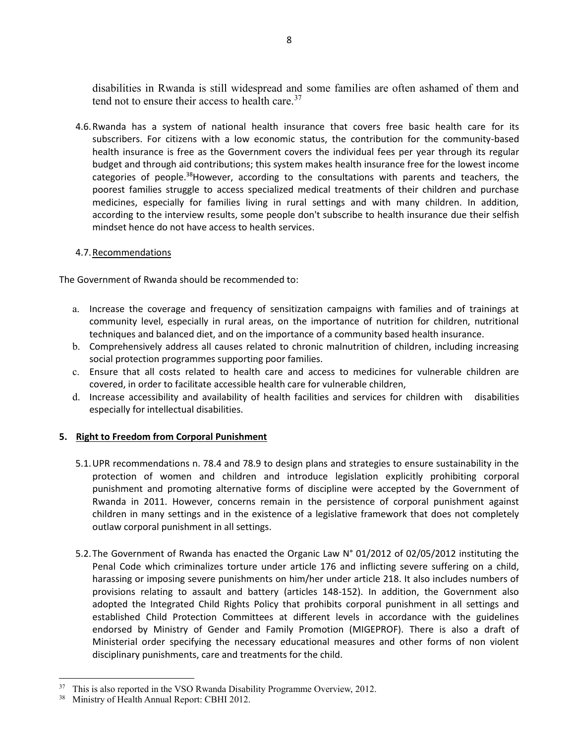disabilities in Rwanda is still widespread and some families are often ashamed of them and tend not to ensure their access to health care.[37]

4.6. Rwanda has a system of national health insurance that covers free basic health care for its subscribers. For citizens with a low economic status, the contribution for the community-based health insurance is free as the Government covers the individual fees per year through its regular budget and through aid contributions; this system makes health insurance free for the lowest income categories of people.[38]However, according to the consultations with parents and teachers, the poorest families struggle to access specialized medical treatments of their children and purchase medicines, especially for families living in rural settings and with many children. In addition, according to the interview results, some people don't subscribe to health insurance due their selfish mindset hence do not have access to health services.

4.7. Recommendations

The Government of Rwanda should be recommended to:

a. Increase the coverage and frequency of sensitization campaigns with families and of trainings at community level, especially in rural areas, on the importance of nutrition for children, nutritional techniques and balanced diet, and on the importance of a community based health insurance.
b. Comprehensively address all causes related to chronic malnutrition of children, including increasing social protection programmes supporting poor families.
c. Ensure that all costs related to health care and access to medicines for vulnerable children are covered, in order to facilitate accessible health care for vulnerable children,
d. Increase accessibility and availability of health facilities and services for children with disabilities especially for intellectual disabilities.

## 5. Right to Freedom from Corporal Punishment

5.1. UPR recommendations n. 78.4 and 78.9 to design plans and strategies to ensure sustainability in the protection of women and children and introduce legislation explicitly prohibiting corporal punishment and promoting alternative forms of discipline were accepted by the Government of Rwanda in 2011. However, concerns remain in the persistence of corporal punishment against children in many settings and in the existence of a legislative framework that does not completely outlaw corporal punishment in all settings.

5.2. The Government of Rwanda has enacted the Organic Law N° 01/2012 of 02/05/2012 instituting the Penal Code which criminalizes torture under article 176 and inflicting severe suffering on a child, harassing or imposing severe punishments on him/her under article 218. It also includes numbers of provisions relating to assault and battery (articles 148-152). In addition, the Government also adopted the Integrated Child Rights Policy that prohibits corporal punishment in all settings and established Child Protection Committees at different levels in accordance with the guidelines endorsed by Ministry of Gender and Family Promotion (MIGEPROF). There is also a draft of Ministerial order specifying the necessary educational measures and other forms of non violent disciplinary punishments, care and treatments for the child.

[37] This is also reported in the VSO Rwanda Disability Programme Overview, 2012.

[38] Ministry of Health Annual Report: CBHI 2012.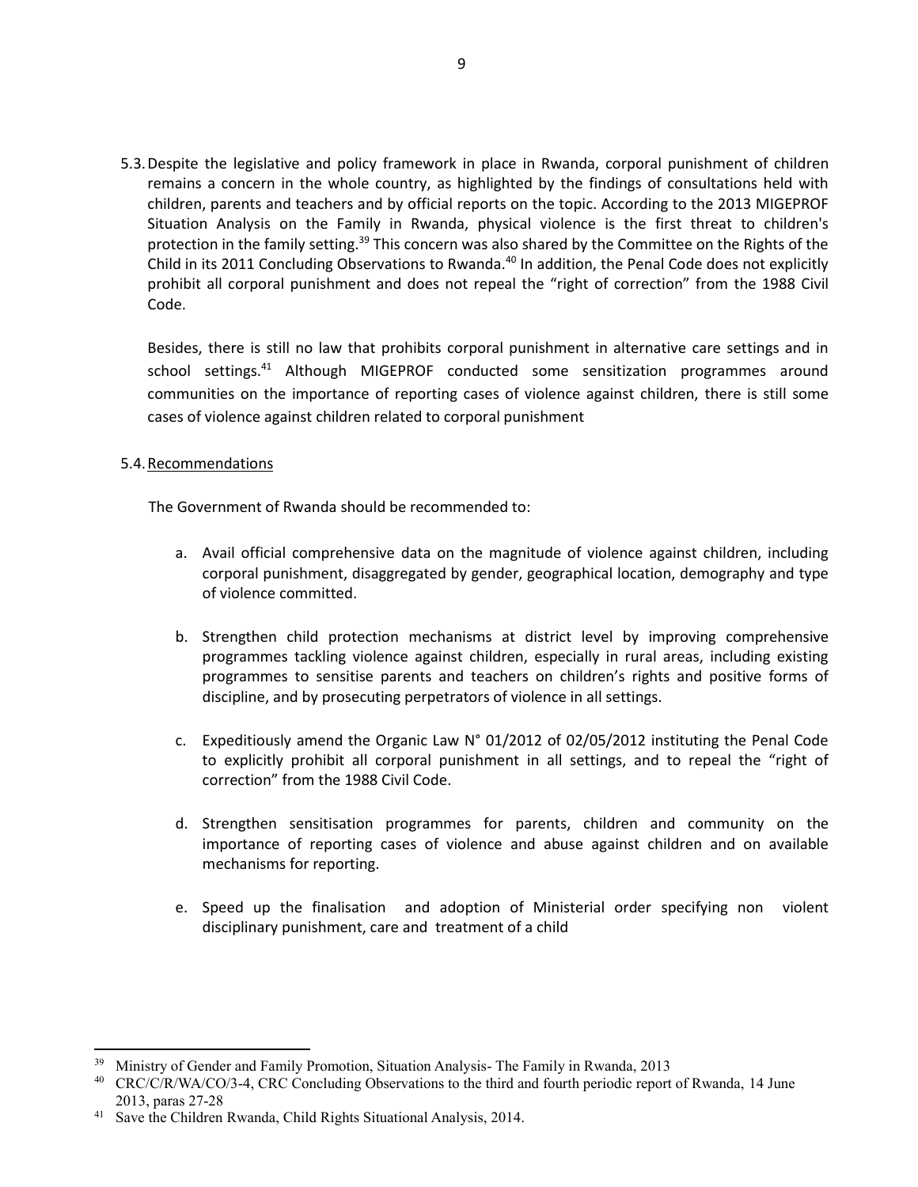5.3. Despite the legislative and policy framework in place in Rwanda, corporal punishment of children remains a concern in the whole country, as highlighted by the findings of consultations held with children, parents and teachers and by official reports on the topic. According to the 2013 MIGEPROF Situation Analysis on the Family in Rwanda, physical violence is the first threat to children's protection in the family setting.[39] This concern was also shared by the Committee on the Rights of the Child in its 2011 Concluding Observations to Rwanda.[40] In addition, the Penal Code does not explicitly prohibit all corporal punishment and does not repeal the "right of correction" from the 1988 Civil Code.

Besides, there is still no law that prohibits corporal punishment in alternative care settings and in school settings.[41] Although MIGEPROF conducted some sensitization programmes around communities on the importance of reporting cases of violence against children, there is still some cases of violence against children related to corporal punishment

5.4. <u>Recommendations</u>

The Government of Rwanda should be recommended to:

a. Avail official comprehensive data on the magnitude of violence against children, including corporal punishment, disaggregated by gender, geographical location, demography and type of violence committed.

b. Strengthen child protection mechanisms at district level by improving comprehensive programmes tackling violence against children, especially in rural areas, including existing programmes to sensitise parents and teachers on children's rights and positive forms of discipline, and by prosecuting perpetrators of violence in all settings.

c. Expeditiously amend the Organic Law N° 01/2012 of 02/05/2012 instituting the Penal Code to explicitly prohibit all corporal punishment in all settings, and to repeal the "right of correction" from the 1988 Civil Code.

d. Strengthen sensitisation programmes for parents, children and community on the importance of reporting cases of violence and abuse against children and on available mechanisms for reporting.

e. Speed up the finalisation and adoption of Ministerial order specifying non violent disciplinary punishment, care and treatment of a child

---

[39] Ministry of Gender and Family Promotion, Situation Analysis- The Family in Rwanda, 2013

[40] CRC/C/R/WA/CO/3-4, CRC Concluding Observations to the third and fourth periodic report of Rwanda, 14 June 2013, paras 27-28

[41] Save the Children Rwanda, Child Rights Situational Analysis, 2014.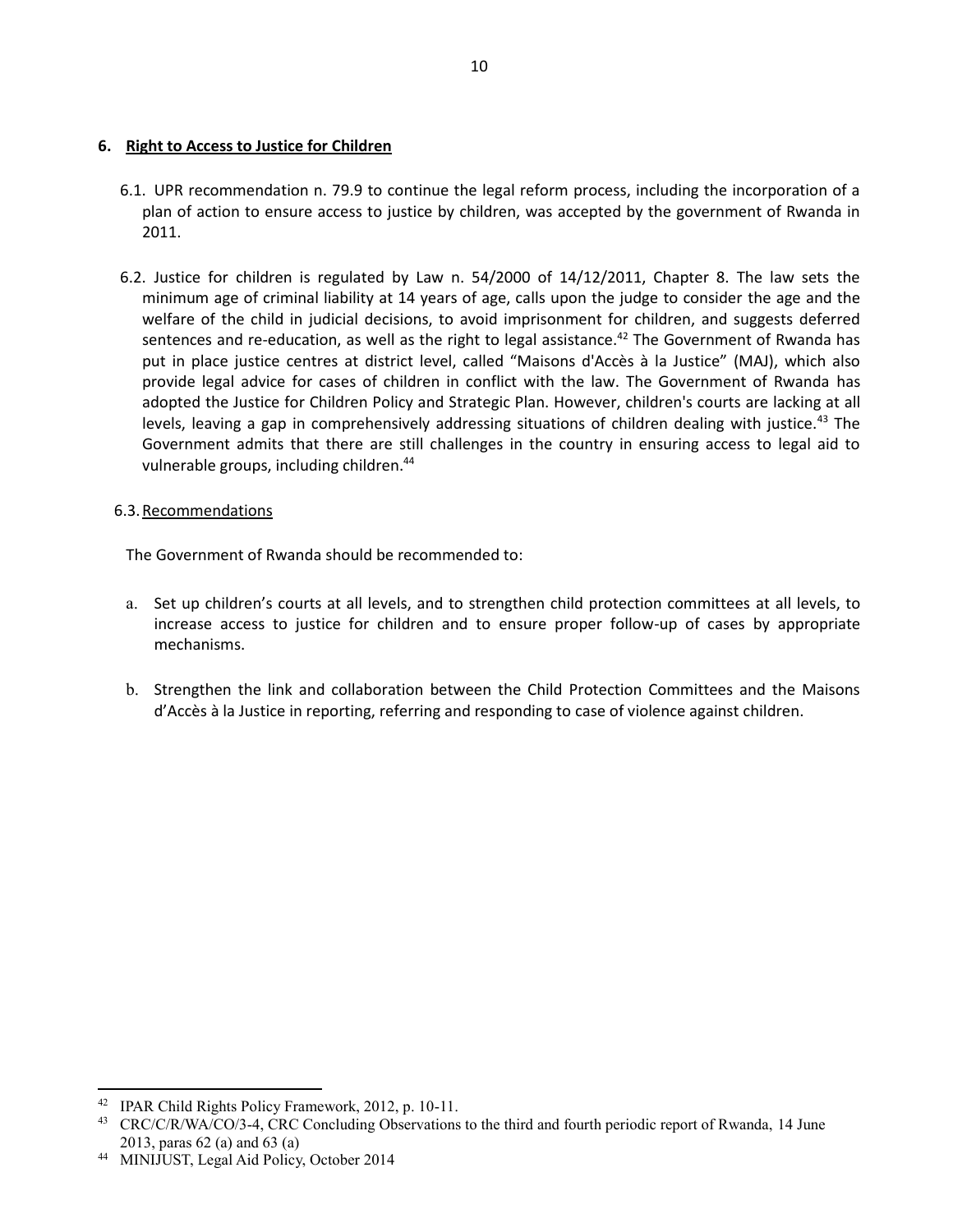## 6. Right to Access to Justice for Children

6.1. UPR recommendation n. 79.9 to continue the legal reform process, including the incorporation of a plan of action to ensure access to justice by children, was accepted by the government of Rwanda in 2011.

6.2. Justice for children is regulated by Law n. 54/2000 of 14/12/2011, Chapter 8. The law sets the minimum age of criminal liability at 14 years of age, calls upon the judge to consider the age and the welfare of the child in judicial decisions, to avoid imprisonment for children, and suggests deferred sentences and re-education, as well as the right to legal assistance.[42] The Government of Rwanda has put in place justice centres at district level, called "Maisons d'Accès à la Justice" (MAJ), which also provide legal advice for cases of children in conflict with the law. The Government of Rwanda has adopted the Justice for Children Policy and Strategic Plan. However, children's courts are lacking at all levels, leaving a gap in comprehensively addressing situations of children dealing with justice.[43] The Government admits that there are still challenges in the country in ensuring access to legal aid to vulnerable groups, including children.[44]

6.3. Recommendations

The Government of Rwanda should be recommended to:

a. Set up children's courts at all levels, and to strengthen child protection committees at all levels, to increase access to justice for children and to ensure proper follow-up of cases by appropriate mechanisms.

b. Strengthen the link and collaboration between the Child Protection Committees and the Maisons d'Accès à la Justice in reporting, referring and responding to case of violence against children.

---

[42] IPAR Child Rights Policy Framework, 2012, p. 10-11.

[43] CRC/C/R/WA/CO/3-4, CRC Concluding Observations to the third and fourth periodic report of Rwanda, 14 June 2013, paras 62 (a) and 63 (a)

[44] MINIJUST, Legal Aid Policy, October 2014